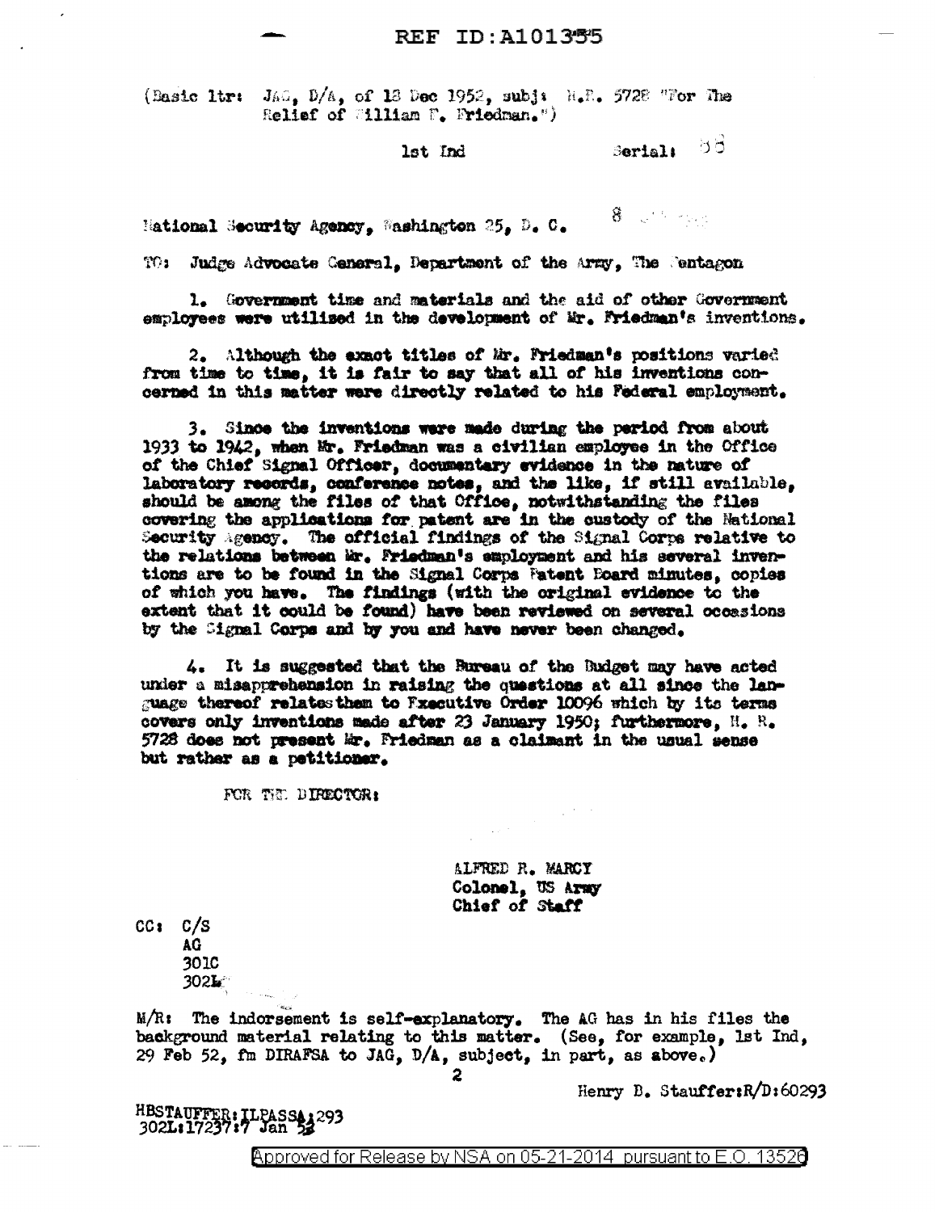REF ID:A101355

(Basic ltr: JAG, D/A, of 18 Dec 1952, subj: H.R. 5728 "For The Relief of William F. Friedman.")

1st Ind          Serial: 58

National Security Agency, Washington 25, D. C.          8

TO: Judge Advocate General, Department of the Army, The Pentagon

1. Government time and materials and the aid of other Government employees were utilized in the development of Mr. Friedman's inventions.

2. Although the exact titles of Mr. Friedman's positions varied from time to time, it is fair to say that all of his inventions concerned in this matter were directly related to his Federal employment.

3. Since the inventions were made during the period from about 1933 to 1942, when Mr. Friedman was a civilian employee in the Office of the Chief Signal Officer, documentary evidence in the nature of laboratory records, conference notes, and the like, if still available, should be among the files of that Office, notwithstanding the files covering the applications for patent are in the custody of the National Security Agency. The official findings of the Signal Corps relative to the relations between Mr. Friedman's employment and his several inventions are to be found in the Signal Corps Patent Board minutes, copies of which you have. The findings (with the original evidence to the extent that it could be found) have been reviewed on several occasions by the Signal Corps and by you and have never been changed.

4. It is suggested that the Bureau of the Budget may have acted under a misapprehension in raising the questions at all since the language thereof relates them to Executive Order 10096 which by its terms covers only inventions made after 23 January 1950; furthermore, H. R. 5728 does not present Mr. Friedman as a claimant in the usual sense but rather as a petitioner.

FOR THE DIRECTOR:

ALFRED R. MARCY
Colonel, US Army
Chief of Staff

CC: C/S
AG
301C
302L

M/R: The indorsement is self-explanatory. The AG has in his files the background material relating to this matter. (See, for example, 1st Ind, 29 Feb 52, fm DIRAFSA to JAG, D/A, subject, in part, as above.)

2

Henry B. Stauffer:R/D:60293

HBSTAUFFER:ILPASSA:293
302L:17237:7 Jan 53

Approved for Release by NSA on 05-21-2014 pursuant to E.O. 13526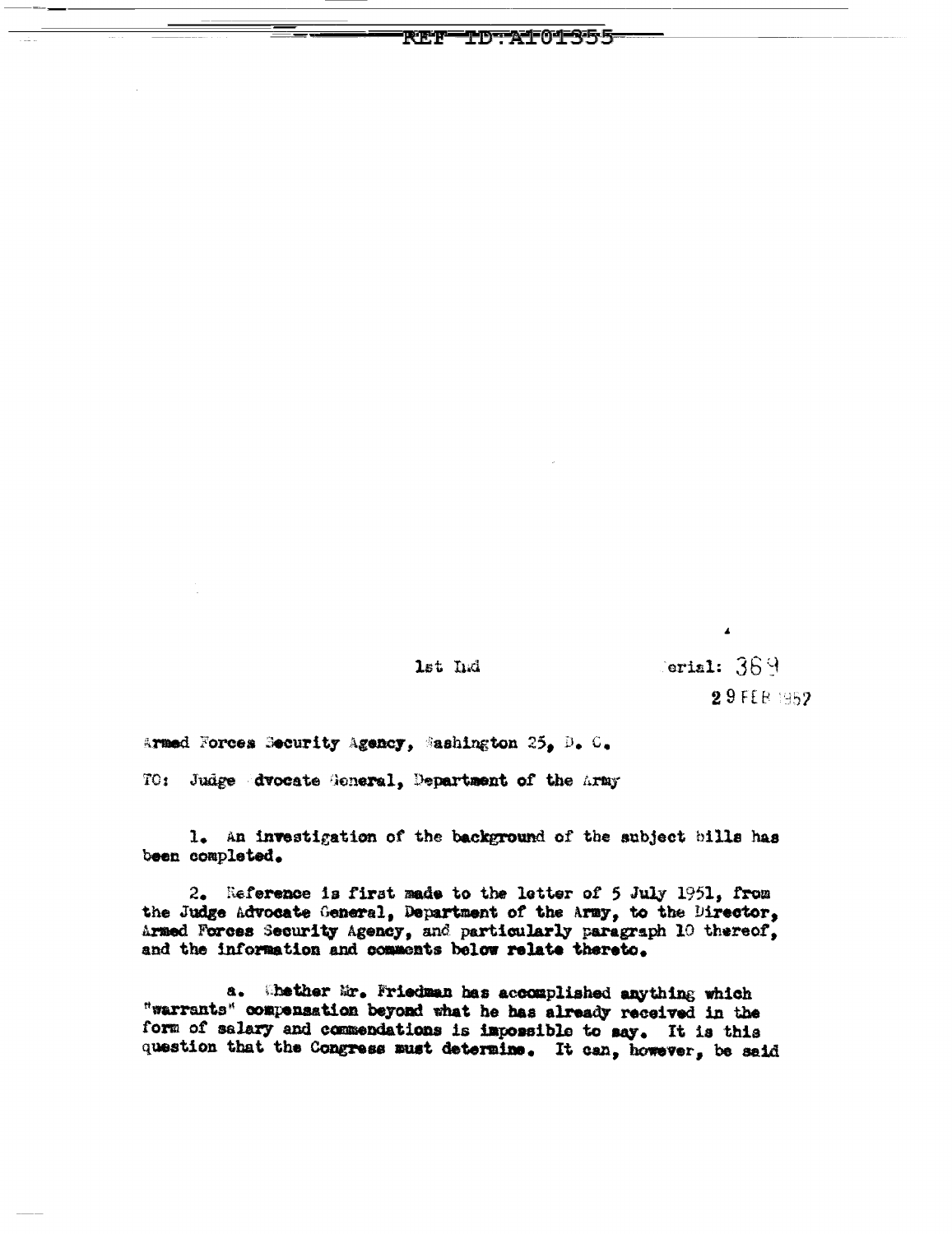1st Ind

Serial: 369

29 FEB 1952

Armed Forces Security Agency, Washington 25, D. C.

TO: Judge Advocate General, Department of the Army

1. An investigation of the background of the subject bills has been completed.

2. Reference is first made to the letter of 5 July 1951, from the Judge Advocate General, Department of the Army, to the Director, Armed Forces Security Agency, and particularly paragraph 10 thereof, and the information and comments below relate thereto.

a. Whether Mr. Friedman has accomplished anything which "warrants" compensation beyond what he has already received in the form of salary and commendations is impossible to say. It is this question that the Congress must determine. It can, however, be said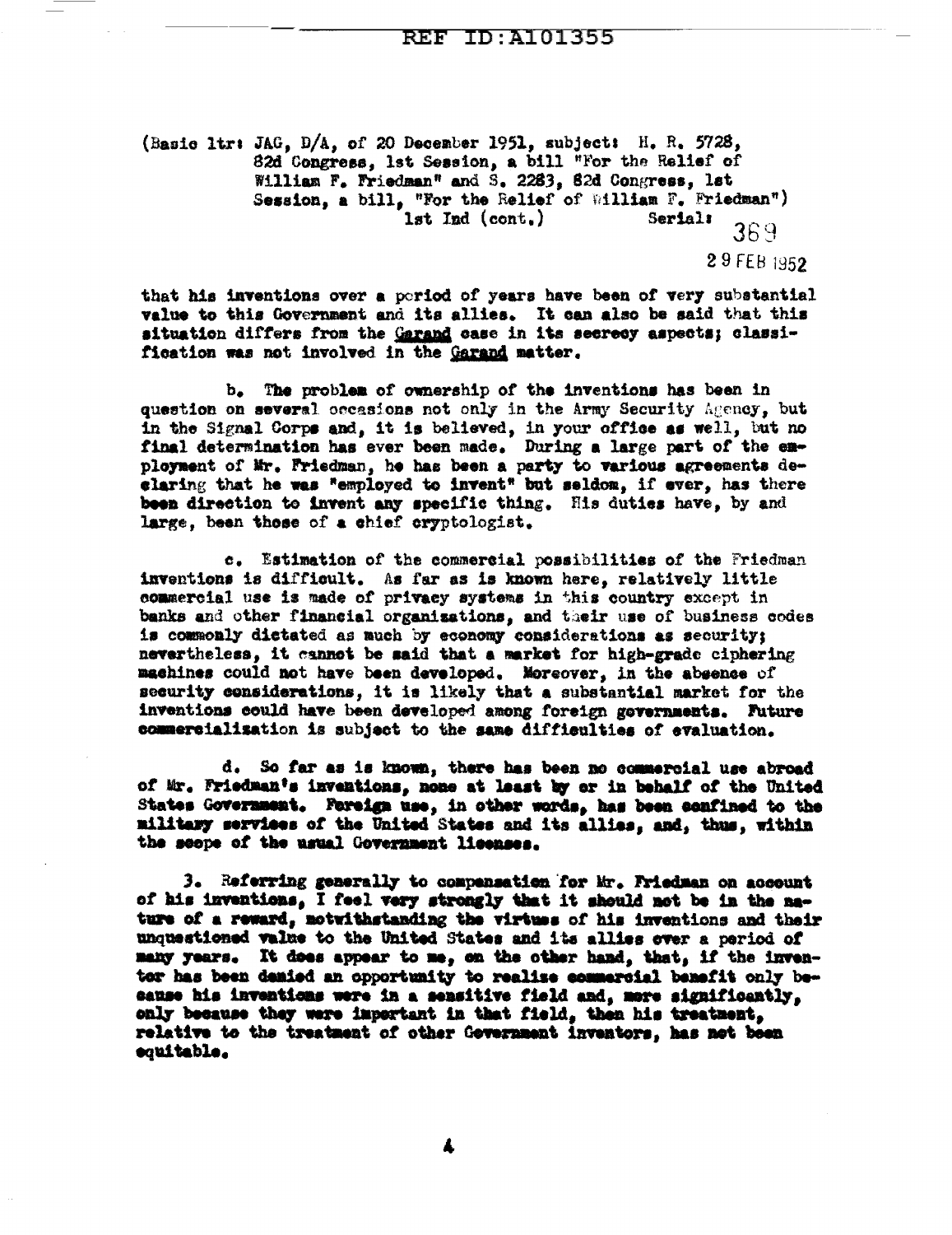(Basic ltr: JAG, D/A, of 20 December 1951, subject: H. R. 5728, 82d Congress, 1st Session, a bill "For the Relief of William F. Friedman" and S. 2283, 82d Congress, 1st Session, a bill, "For the Relief of William F. Friedman")
1st Ind (cont.) Serial: 369

29 FEB 1952

that his inventions over a period of years have been of very substantial value to this Government and its allies. It can also be said that this situation differs from the Garand case in its secrecy aspects; classification was not involved in the Garand matter.

b. The problem of ownership of the inventions has been in question on several occasions not only in the Army Security Agency, but in the Signal Corps and, it is believed, in your office as well, but no final determination has ever been made. During a large part of the employment of Mr. Friedman, he has been a party to various agreements declaring that he was "employed to invent" but seldom, if ever, has there been direction to invent any specific thing. His duties have, by and large, been those of a chief cryptologist.

c. Estimation of the commercial possibilities of the Friedman inventions is difficult. As far as is known here, relatively little commercial use is made of privacy systems in this country except in banks and other financial organizations, and their use of business codes is commonly dictated as much by economy considerations as security; nevertheless, it cannot be said that a market for high-grade ciphering machines could not have been developed. Moreover, in the absence of security considerations, it is likely that a substantial market for the inventions could have been developed among foreign governments. Future commercialization is subject to the same difficulties of evaluation.

d. So far as is known, there has been no commercial use abroad of Mr. Friedman's inventions, none at least by or in behalf of the United States Government. Foreign use, in other words, has been confined to the military services of the United States and its allies, and, thus, within the scope of the usual Government licenses.

3. Referring generally to compensation for Mr. Friedman on account of his inventions, I feel very strongly that it should not be in the nature of a reward, notwithstanding the virtues of his inventions and their unquestioned value to the United States and its allies over a period of many years. It does appear to me, on the other hand, that, if the inventor has been denied an opportunity to realize commercial benefit only because his inventions were in a sensitive field and, more significantly, only because they were important in that field, then his treatment, relative to the treatment of other Government inventors, has not been equitable.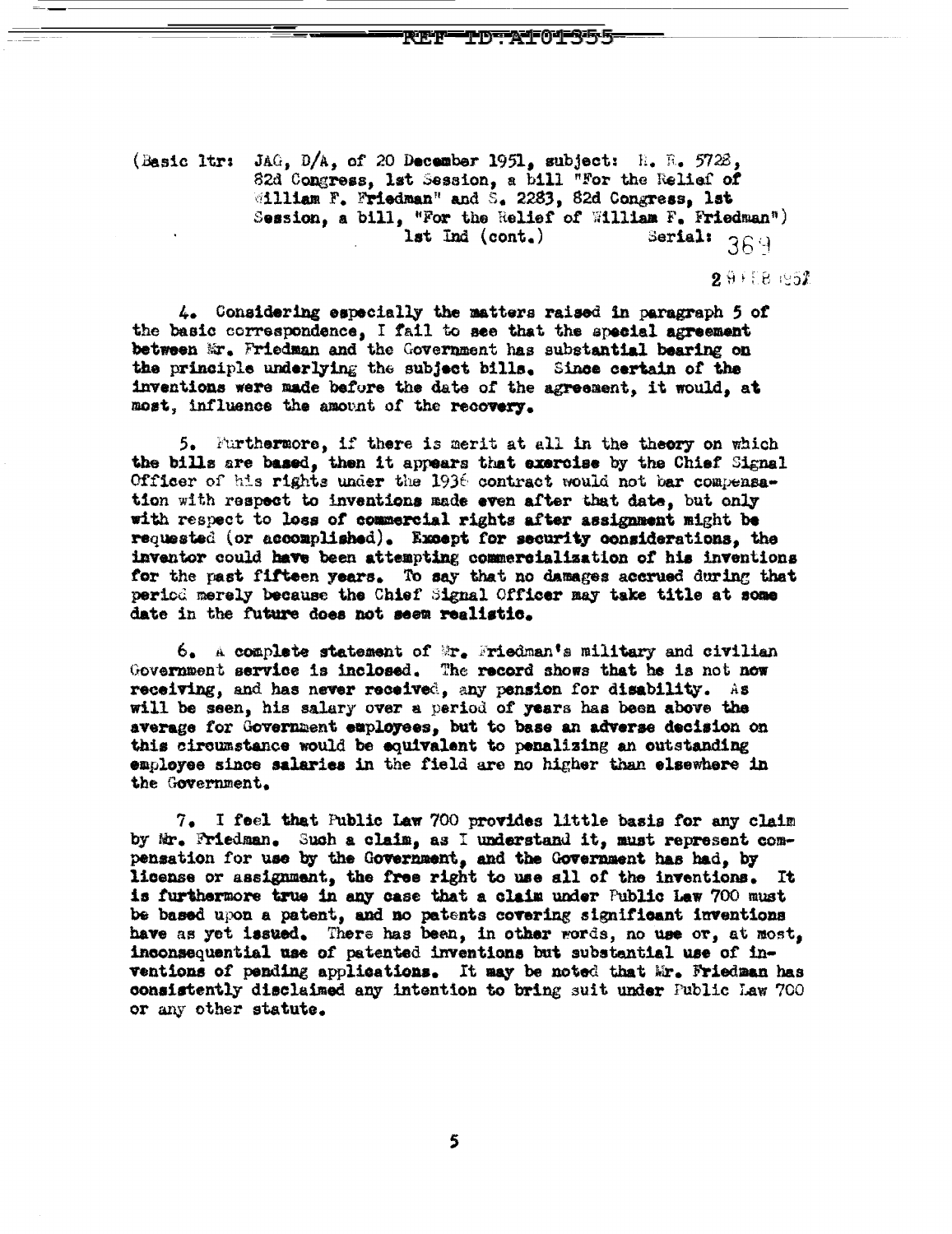(Basic ltr: JAG, D/A, of 20 December 1951, subject: H. R. 5728, 82d Congress, 1st Session, a bill "For the Relief of William F. Friedman" and S. 2283, 82d Congress, 1st Session, a bill, "For the Relief of William F. Friedman")
1st Ind (cont.) Serial: 369

29 FEB 1952

4. Considering especially the matters raised in paragraph 5 of the basic correspondence, I fail to see that the special agreement between Mr. Friedman and the Government has substantial bearing on the principle underlying the subject bills. Since certain of the inventions were made before the date of the agreement, it would, at most, influence the amount of the recovery.

5. Furthermore, if there is merit at all in the theory on which the bills are based, then it appears that exercise by the Chief Signal Officer of his rights under the 1936 contract would not bar compensation with respect to inventions made even after that date, but only with respect to loss of commercial rights after assignment might be requested (or accomplished). Except for security considerations, the inventor could have been attempting commercialization of his inventions for the past fifteen years. To say that no damages accrued during that period merely because the Chief Signal Officer may take title at some date in the future does not seem realistic.

6. A complete statement of Mr. Friedman's military and civilian Government service is inclosed. The record shows that he is not now receiving, and has never received, any pension for disability. As will be seen, his salary over a period of years has been above the average for Government employees, but to base an adverse decision on this circumstance would be equivalent to penalizing an outstanding employee since salaries in the field are no higher than elsewhere in the Government.

7. I feel that Public Law 700 provides little basis for any claim by Mr. Friedman. Such a claim, as I understand it, must represent compensation for use by the Government, and the Government has had, by license or assignment, the free right to use all of the inventions. It is furthermore true in any case that a claim under Public Law 700 must be based upon a patent, and no patents covering significant inventions have as yet issued. There has been, in other words, no use or, at most, inconsequential use of patented inventions but substantial use of inventions of pending applications. It may be noted that Mr. Friedman has consistently disclaimed any intention to bring suit under Public Law 700 or any other statute.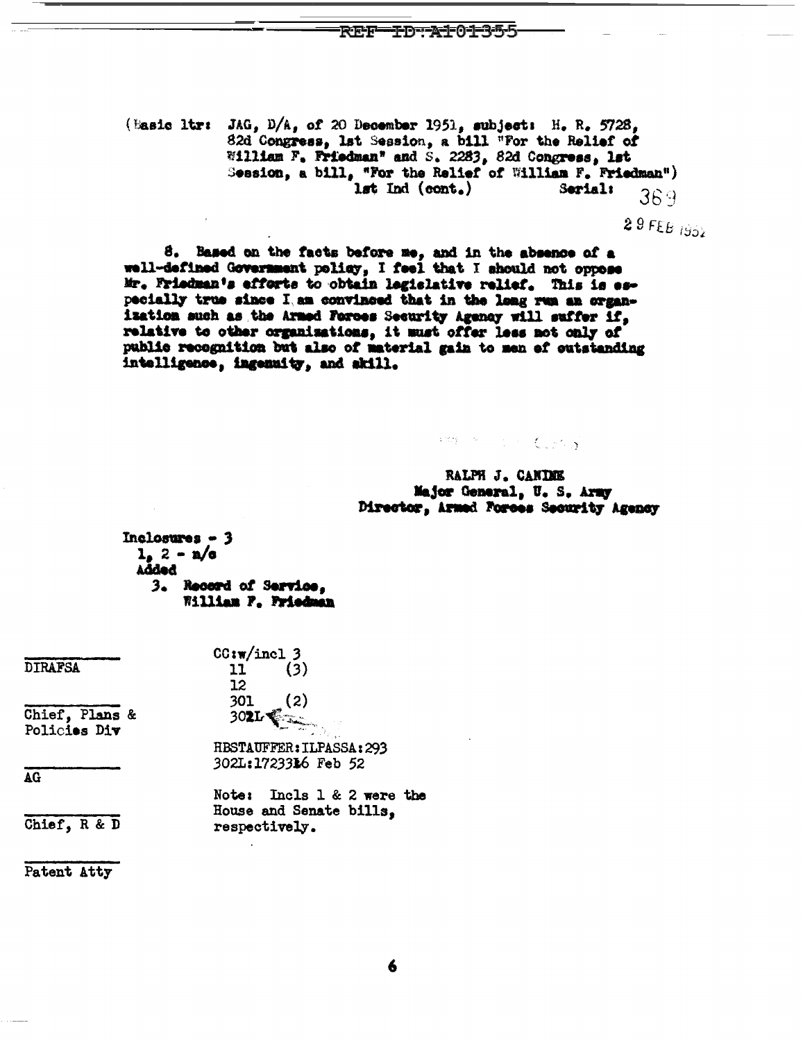(Basic ltr: JAG, D/A, of 20 December 1951, subject: H. R. 5728, 82d Congress, 1st Session, a bill "For the Relief of William F. Friedman" and S. 2283, 82d Congress, 1st Session, a bill, "For the Relief of William F. Friedman")
1st Ind (cont.) Serial: 369

29 FEB 1952

8. Based on the facts before me, and in the absence of a well-defined Government policy, I feel that I should not oppose Mr. Friedman's efforts to obtain legislative relief. This is especially true since I am convinced that in the long run an organization such as the Armed Forces Security Agency will suffer if, relative to other organizations, it must offer less not only of public recognition but also of material gain to men of outstanding intelligence, ingenuity, and skill.

RALPH J. CANINE
Major General, U. S. Army
Director, Armed Forces Security Agency

Inclosures - 3
1, 2 - n/c
Added
3. Record of Service, William F. Friedman

CC:w/incl 3
11 (3)
12
301 (2)
302L

HBSTAUFFER:ILPASSA:293
302L:1723316 Feb 52

Note: Incls 1 & 2 were the House and Senate bills, respectively.

DIRAFSA

Chief, Plans & Policies Div

AG

Chief, R & D

Patent Atty